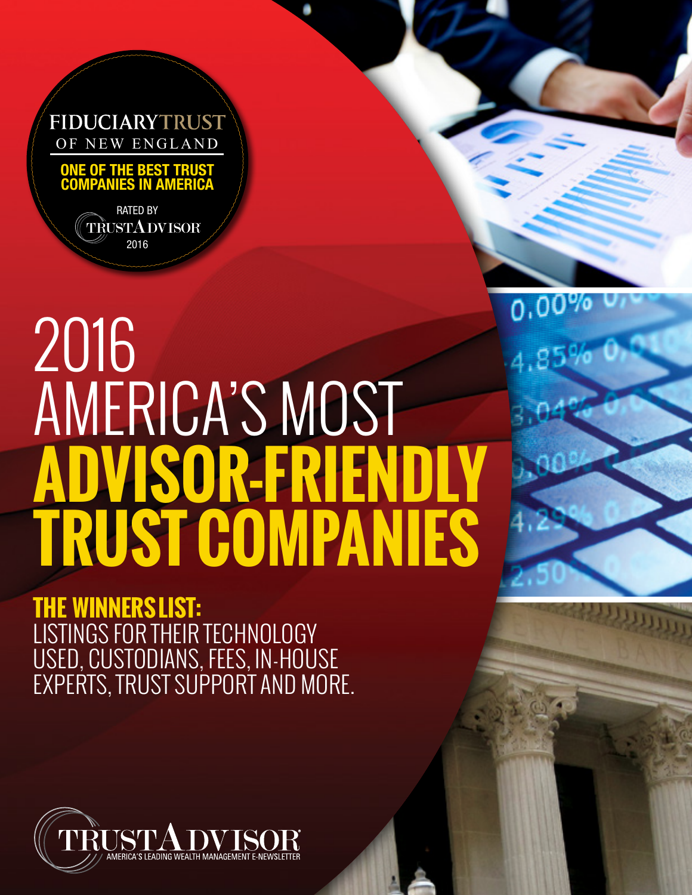FIDUCIARY TRUST OF NEW ENGLAND

**ONE OF THE BEST TRUST COMPANIES IN AMERICA**

RATED BY TRUSTADVISOR 2016

# 2016 AMERICA'S MOST ADVISOR-FRIENDLY TRUST COMPANIES

**THE WINNERS LIST:**
LISTINGS FOR THEIR TECHNOLOGY USED, CUSTODIANS, FEES, IN-HOUSE EXPERTS, TRUST SUPPORT AND MORE.

TRUSTADVISOR®
AMERICA'S LEADING WEALTH MANAGEMENT E-NEWSLETTER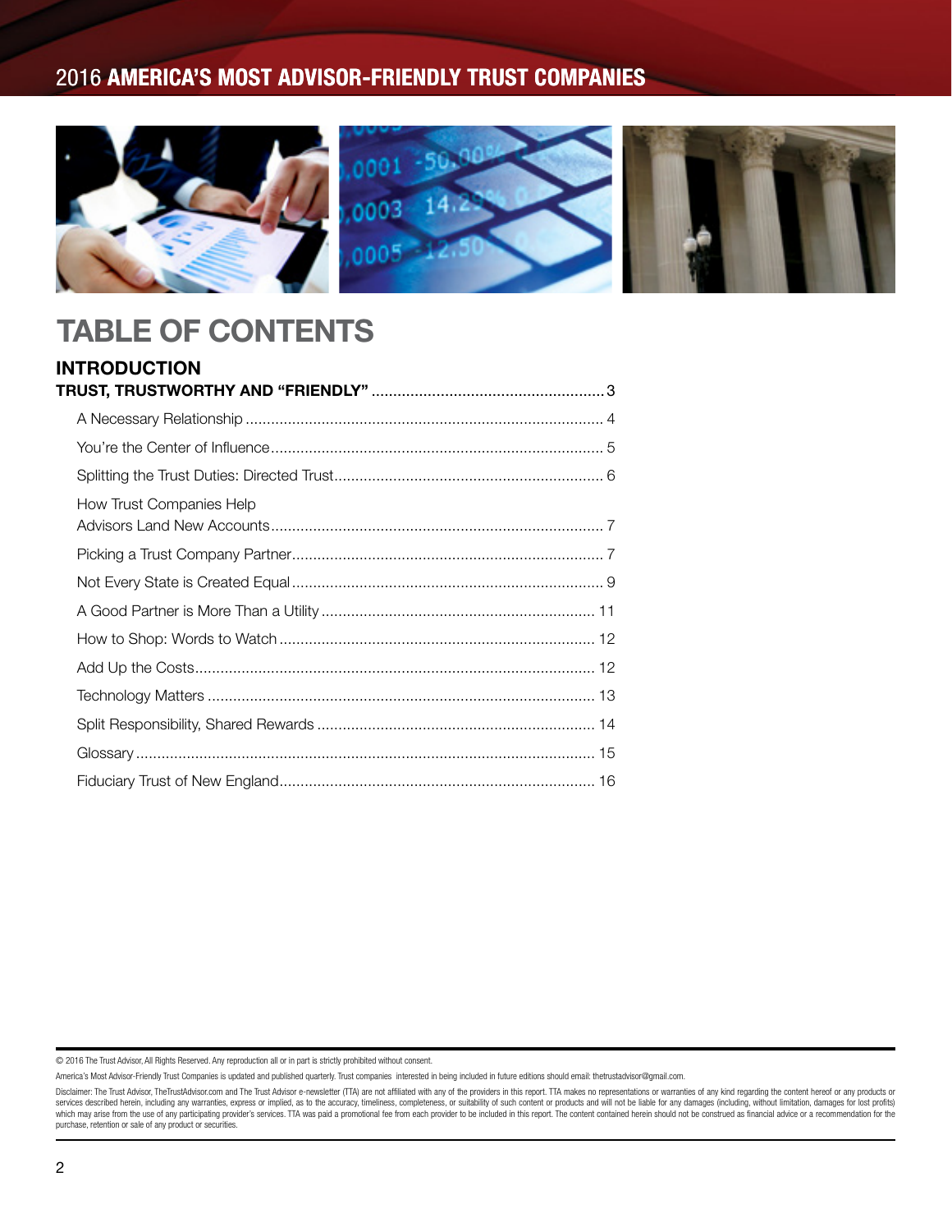# TABLE OF CONTENTS

## INTRODUCTION

**TRUST, TRUSTWORTHY AND "FRIENDLY"** ..................... 3

- A Necessary Relationship ..................... 4
- You're the Center of Influence ..................... 5
- Splitting the Trust Duties: Directed Trust ..................... 6
- How Trust Companies Help Advisors Land New Accounts ..................... 7
- Picking a Trust Company Partner ..................... 7
- Not Every State is Created Equal ..................... 9
- A Good Partner is More Than a Utility ..................... 11
- How to Shop: Words to Watch ..................... 12
- Add Up the Costs ..................... 12
- Technology Matters ..................... 13
- Split Responsibility, Shared Rewards ..................... 14
- Glossary ..................... 15
- Fiduciary Trust of New England ..................... 16

© 2016 The Trust Advisor, All Rights Reserved. Any reproduction all or in part is strictly prohibited without consent.

America's Most Advisor-Friendly Trust Companies is updated and published quarterly. Trust companies interested in being included in future editions should email: thetrustadvisor@gmail.com.

Disclaimer: The Trust Advisor, TheTrustAdvisor.com and The Trust Advisor e-newsletter (TTA) are not affiliated with any of the providers in this report. TTA makes no representations or warranties of any kind regarding the content hereof or any products or services described herein, including any warranties, express or implied, as to the accuracy, timeliness, completeness, or suitability of such content or products and will not be liable for any damages (including, without limitation, damages for lost profits) which may arise from the use of any participating provider's services. TTA was paid a promotional fee from each provider to be included in this report. The content contained herein should not be construed as financial advice or a recommendation for the purchase, retention or sale of any product or securities.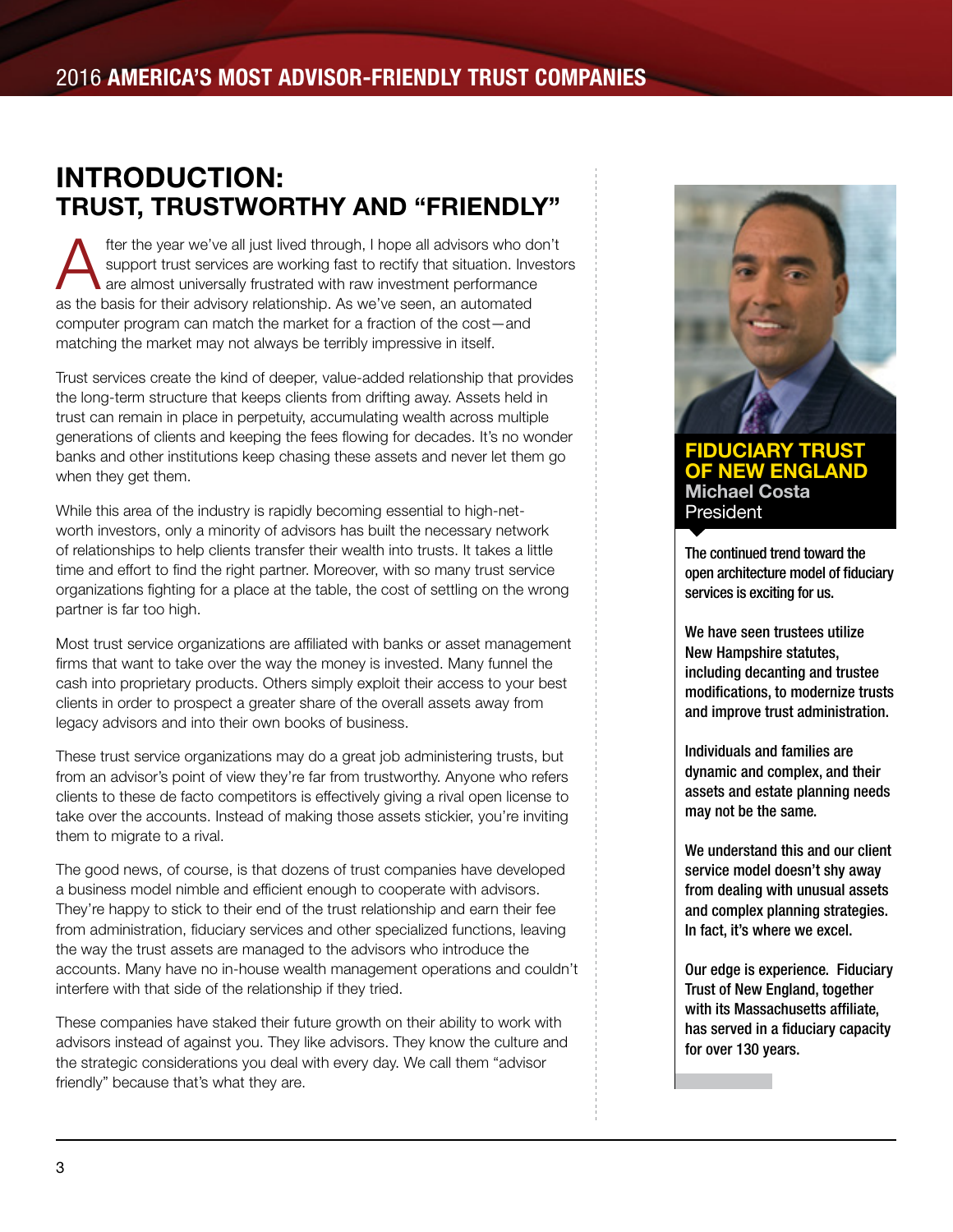# INTRODUCTION: TRUST, TRUSTWORTHY AND "FRIENDLY"

After the year we've all just lived through, I hope all advisors who don't support trust services are working fast to rectify that situation. Investors are almost universally frustrated with raw investment performance as the basis for their advisory relationship. As we've seen, an automated computer program can match the market for a fraction of the cost—and matching the market may not always be terribly impressive in itself.

Trust services create the kind of deeper, value-added relationship that provides the long-term structure that keeps clients from drifting away. Assets held in trust can remain in place in perpetuity, accumulating wealth across multiple generations of clients and keeping the fees flowing for decades. It's no wonder banks and other institutions keep chasing these assets and never let them go when they get them.

While this area of the industry is rapidly becoming essential to high-net-worth investors, only a minority of advisors has built the necessary network of relationships to help clients transfer their wealth into trusts. It takes a little time and effort to find the right partner. Moreover, with so many trust service organizations fighting for a place at the table, the cost of settling on the wrong partner is far too high.

Most trust service organizations are affiliated with banks or asset management firms that want to take over the way the money is invested. Many funnel the cash into proprietary products. Others simply exploit their access to your best clients in order to prospect a greater share of the overall assets away from legacy advisors and into their own books of business.

These trust service organizations may do a great job administering trusts, but from an advisor's point of view they're far from trustworthy. Anyone who refers clients to these de facto competitors is effectively giving a rival open license to take over the accounts. Instead of making those assets stickier, you're inviting them to migrate to a rival.

The good news, of course, is that dozens of trust companies have developed a business model nimble and efficient enough to cooperate with advisors. They're happy to stick to their end of the trust relationship and earn their fee from administration, fiduciary services and other specialized functions, leaving the way the trust assets are managed to the advisors who introduce the accounts. Many have no in-house wealth management operations and couldn't interfere with that side of the relationship if they tried.

These companies have staked their future growth on their ability to work with advisors instead of against you. They like advisors. They know the culture and the strategic considerations you deal with every day. We call them "advisor friendly" because that's what they are.

**FIDUCIARY TRUST OF NEW ENGLAND**
**Michael Costa**
President

**The continued trend toward the open architecture model of fiduciary services is exciting for us.**

**We have seen trustees utilize New Hampshire statutes, including decanting and trustee modifications, to modernize trusts and improve trust administration.**

**Individuals and families are dynamic and complex, and their assets and estate planning needs may not be the same.**

**We understand this and our client service model doesn't shy away from dealing with unusual assets and complex planning strategies. In fact, it's where we excel.**

**Our edge is experience. Fiduciary Trust of New England, together with its Massachusetts affiliate, has served in a fiduciary capacity for over 130 years.**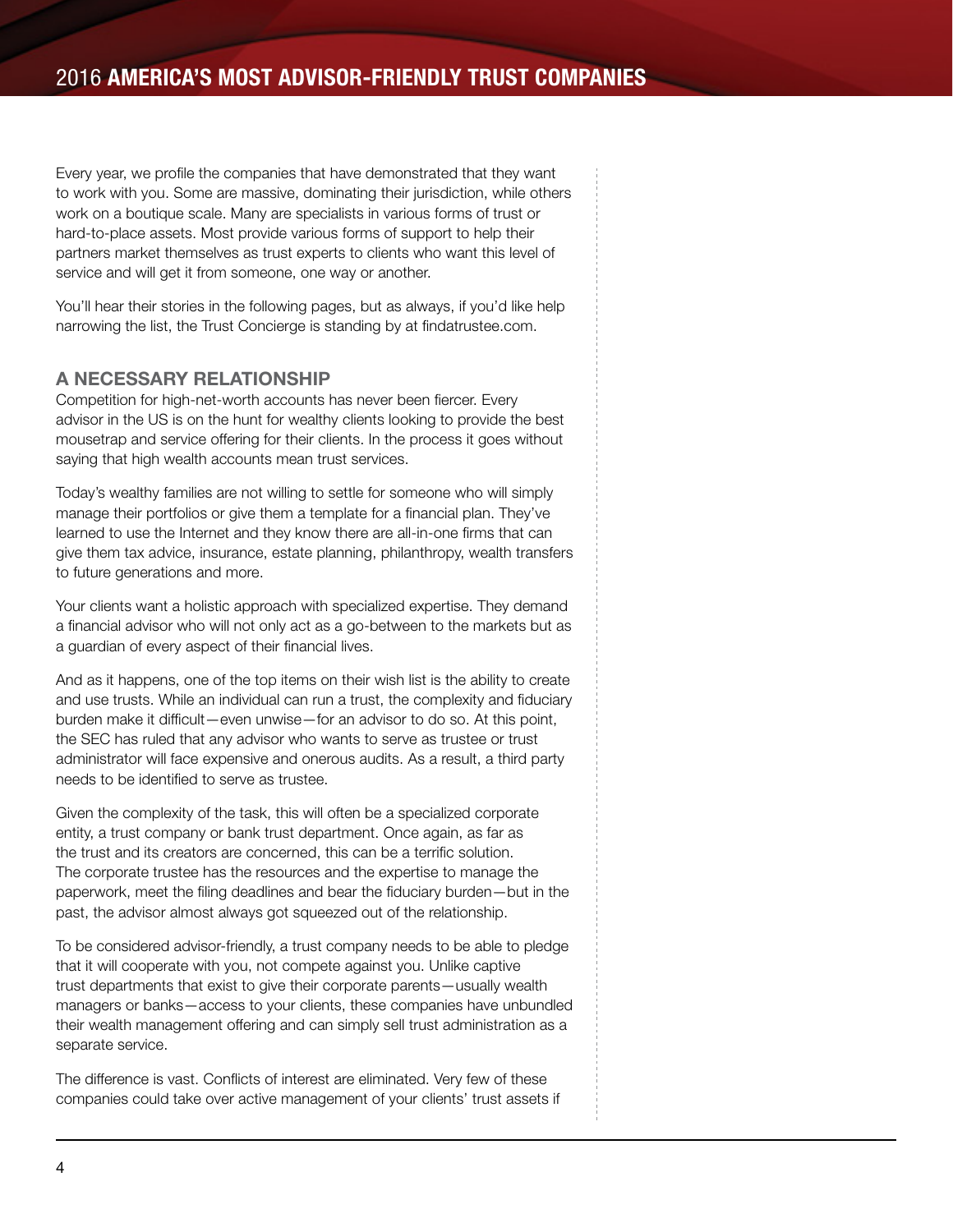Every year, we profile the companies that have demonstrated that they want to work with you. Some are massive, dominating their jurisdiction, while others work on a boutique scale. Many are specialists in various forms of trust or hard-to-place assets. Most provide various forms of support to help their partners market themselves as trust experts to clients who want this level of service and will get it from someone, one way or another.

You'll hear their stories in the following pages, but as always, if you'd like help narrowing the list, the Trust Concierge is standing by at findatrustee.com.

## A NECESSARY RELATIONSHIP

Competition for high-net-worth accounts has never been fiercer. Every advisor in the US is on the hunt for wealthy clients looking to provide the best mousetrap and service offering for their clients. In the process it goes without saying that high wealth accounts mean trust services.

Today's wealthy families are not willing to settle for someone who will simply manage their portfolios or give them a template for a financial plan. They've learned to use the Internet and they know there are all-in-one firms that can give them tax advice, insurance, estate planning, philanthropy, wealth transfers to future generations and more.

Your clients want a holistic approach with specialized expertise. They demand a financial advisor who will not only act as a go-between to the markets but as a guardian of every aspect of their financial lives.

And as it happens, one of the top items on their wish list is the ability to create and use trusts. While an individual can run a trust, the complexity and fiduciary burden make it difficult—even unwise—for an advisor to do so. At this point, the SEC has ruled that any advisor who wants to serve as trustee or trust administrator will face expensive and onerous audits. As a result, a third party needs to be identified to serve as trustee.

Given the complexity of the task, this will often be a specialized corporate entity, a trust company or bank trust department. Once again, as far as the trust and its creators are concerned, this can be a terrific solution. The corporate trustee has the resources and the expertise to manage the paperwork, meet the filing deadlines and bear the fiduciary burden—but in the past, the advisor almost always got squeezed out of the relationship.

To be considered advisor-friendly, a trust company needs to be able to pledge that it will cooperate with you, not compete against you. Unlike captive trust departments that exist to give their corporate parents—usually wealth managers or banks—access to your clients, these companies have unbundled their wealth management offering and can simply sell trust administration as a separate service.

The difference is vast. Conflicts of interest are eliminated. Very few of these companies could take over active management of your clients' trust assets if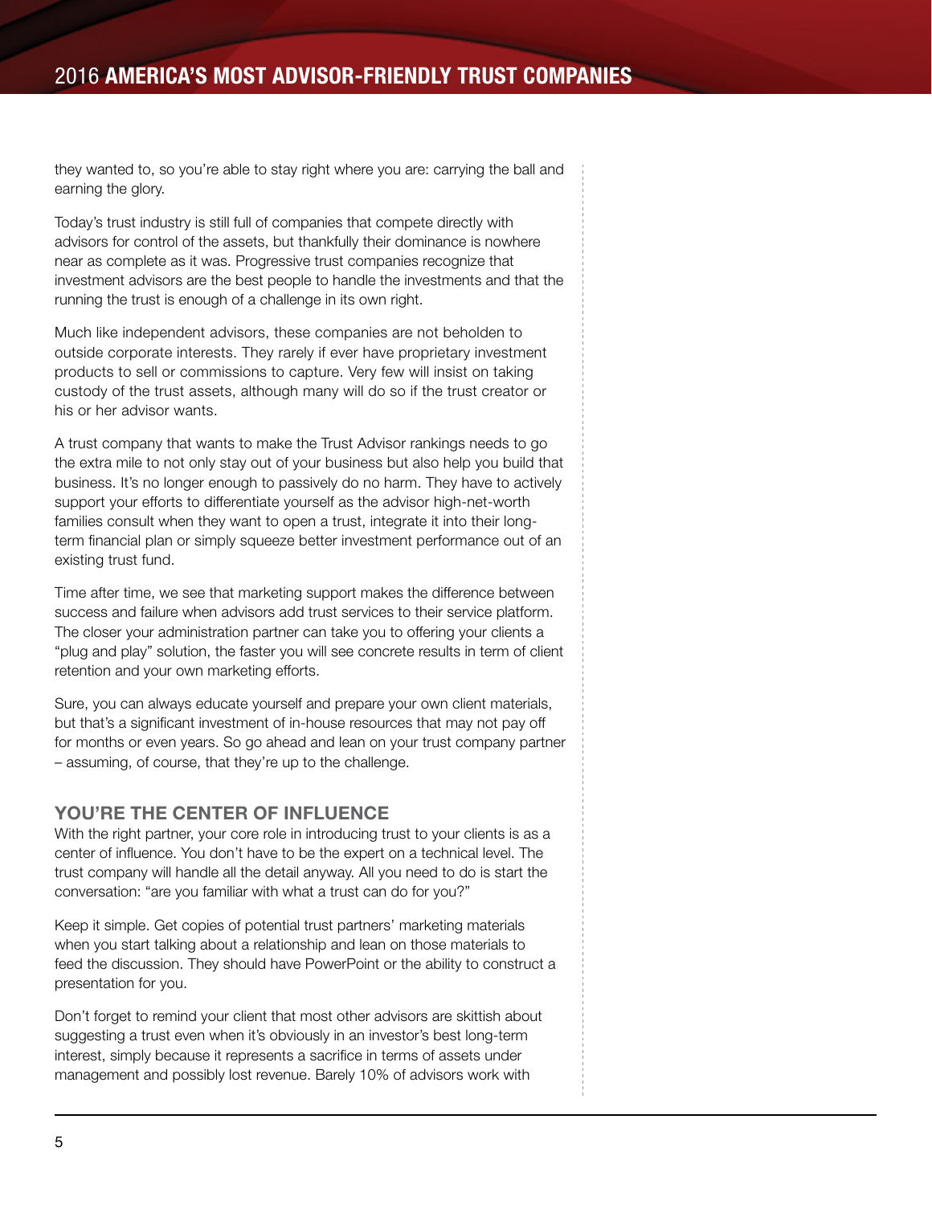they wanted to, so you're able to stay right where you are: carrying the ball and earning the glory.

Today's trust industry is still full of companies that compete directly with advisors for control of the assets, but thankfully their dominance is nowhere near as complete as it was. Progressive trust companies recognize that investment advisors are the best people to handle the investments and that the running the trust is enough of a challenge in its own right.

Much like independent advisors, these companies are not beholden to outside corporate interests. They rarely if ever have proprietary investment products to sell or commissions to capture. Very few will insist on taking custody of the trust assets, although many will do so if the trust creator or his or her advisor wants.

A trust company that wants to make the Trust Advisor rankings needs to go the extra mile to not only stay out of your business but also help you build that business. It's no longer enough to passively do no harm. They have to actively support your efforts to differentiate yourself as the advisor high-net-worth families consult when they want to open a trust, integrate it into their long-term financial plan or simply squeeze better investment performance out of an existing trust fund.

Time after time, we see that marketing support makes the difference between success and failure when advisors add trust services to their service platform. The closer your administration partner can take you to offering your clients a "plug and play" solution, the faster you will see concrete results in term of client retention and your own marketing efforts.

Sure, you can always educate yourself and prepare your own client materials, but that's a significant investment of in-house resources that may not pay off for months or even years. So go ahead and lean on your trust company partner – assuming, of course, that they're up to the challenge.

## YOU'RE THE CENTER OF INFLUENCE

With the right partner, your core role in introducing trust to your clients is as a center of influence. You don't have to be the expert on a technical level. The trust company will handle all the detail anyway. All you need to do is start the conversation: "are you familiar with what a trust can do for you?"

Keep it simple. Get copies of potential trust partners' marketing materials when you start talking about a relationship and lean on those materials to feed the discussion. They should have PowerPoint or the ability to construct a presentation for you.

Don't forget to remind your client that most other advisors are skittish about suggesting a trust even when it's obviously in an investor's best long-term interest, simply because it represents a sacrifice in terms of assets under management and possibly lost revenue. Barely 10% of advisors work with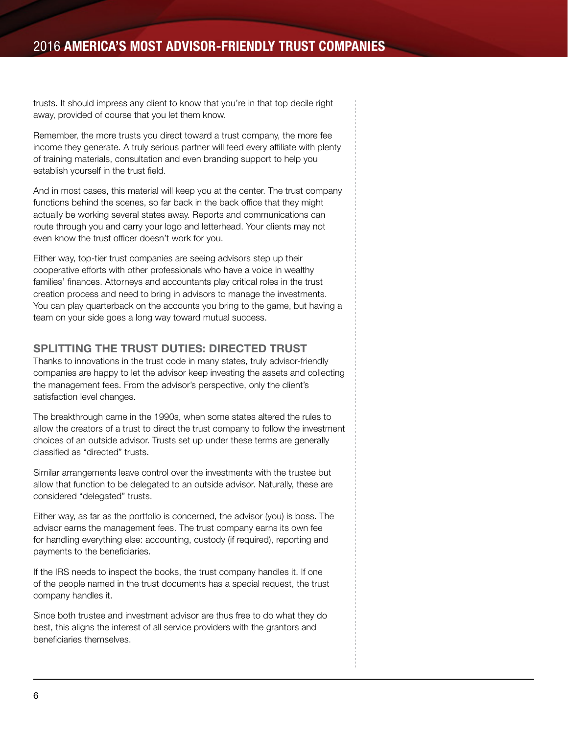trusts. It should impress any client to know that you're in that top decile right away, provided of course that you let them know.

Remember, the more trusts you direct toward a trust company, the more fee income they generate. A truly serious partner will feed every affiliate with plenty of training materials, consultation and even branding support to help you establish yourself in the trust field.

And in most cases, this material will keep you at the center. The trust company functions behind the scenes, so far back in the back office that they might actually be working several states away. Reports and communications can route through you and carry your logo and letterhead. Your clients may not even know the trust officer doesn't work for you.

Either way, top-tier trust companies are seeing advisors step up their cooperative efforts with other professionals who have a voice in wealthy families' finances. Attorneys and accountants play critical roles in the trust creation process and need to bring in advisors to manage the investments. You can play quarterback on the accounts you bring to the game, but having a team on your side goes a long way toward mutual success.

## SPLITTING THE TRUST DUTIES: DIRECTED TRUST

Thanks to innovations in the trust code in many states, truly advisor-friendly companies are happy to let the advisor keep investing the assets and collecting the management fees. From the advisor's perspective, only the client's satisfaction level changes.

The breakthrough came in the 1990s, when some states altered the rules to allow the creators of a trust to direct the trust company to follow the investment choices of an outside advisor. Trusts set up under these terms are generally classified as "directed" trusts.

Similar arrangements leave control over the investments with the trustee but allow that function to be delegated to an outside advisor. Naturally, these are considered "delegated" trusts.

Either way, as far as the portfolio is concerned, the advisor (you) is boss. The advisor earns the management fees. The trust company earns its own fee for handling everything else: accounting, custody (if required), reporting and payments to the beneficiaries.

If the IRS needs to inspect the books, the trust company handles it. If one of the people named in the trust documents has a special request, the trust company handles it.

Since both trustee and investment advisor are thus free to do what they do best, this aligns the interest of all service providers with the grantors and beneficiaries themselves.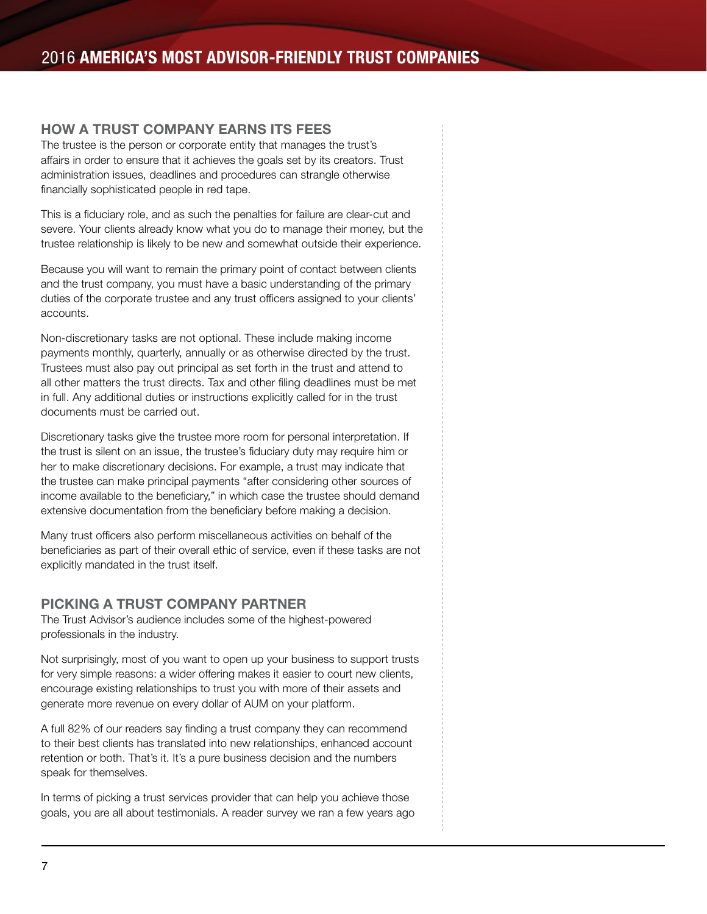## HOW A TRUST COMPANY EARNS ITS FEES

The trustee is the person or corporate entity that manages the trust's affairs in order to ensure that it achieves the goals set by its creators. Trust administration issues, deadlines and procedures can strangle otherwise financially sophisticated people in red tape.

This is a fiduciary role, and as such the penalties for failure are clear-cut and severe. Your clients already know what you do to manage their money, but the trustee relationship is likely to be new and somewhat outside their experience.

Because you will want to remain the primary point of contact between clients and the trust company, you must have a basic understanding of the primary duties of the corporate trustee and any trust officers assigned to your clients' accounts.

Non-discretionary tasks are not optional. These include making income payments monthly, quarterly, annually or as otherwise directed by the trust. Trustees must also pay out principal as set forth in the trust and attend to all other matters the trust directs. Tax and other filing deadlines must be met in full. Any additional duties or instructions explicitly called for in the trust documents must be carried out.

Discretionary tasks give the trustee more room for personal interpretation. If the trust is silent on an issue, the trustee's fiduciary duty may require him or her to make discretionary decisions. For example, a trust may indicate that the trustee can make principal payments "after considering other sources of income available to the beneficiary," in which case the trustee should demand extensive documentation from the beneficiary before making a decision.

Many trust officers also perform miscellaneous activities on behalf of the beneficiaries as part of their overall ethic of service, even if these tasks are not explicitly mandated in the trust itself.

## PICKING A TRUST COMPANY PARTNER

The Trust Advisor's audience includes some of the highest-powered professionals in the industry.

Not surprisingly, most of you want to open up your business to support trusts for very simple reasons: a wider offering makes it easier to court new clients, encourage existing relationships to trust you with more of their assets and generate more revenue on every dollar of AUM on your platform.

A full 82% of our readers say finding a trust company they can recommend to their best clients has translated into new relationships, enhanced account retention or both. That's it. It's a pure business decision and the numbers speak for themselves.

In terms of picking a trust services provider that can help you achieve those goals, you are all about testimonials. A reader survey we ran a few years ago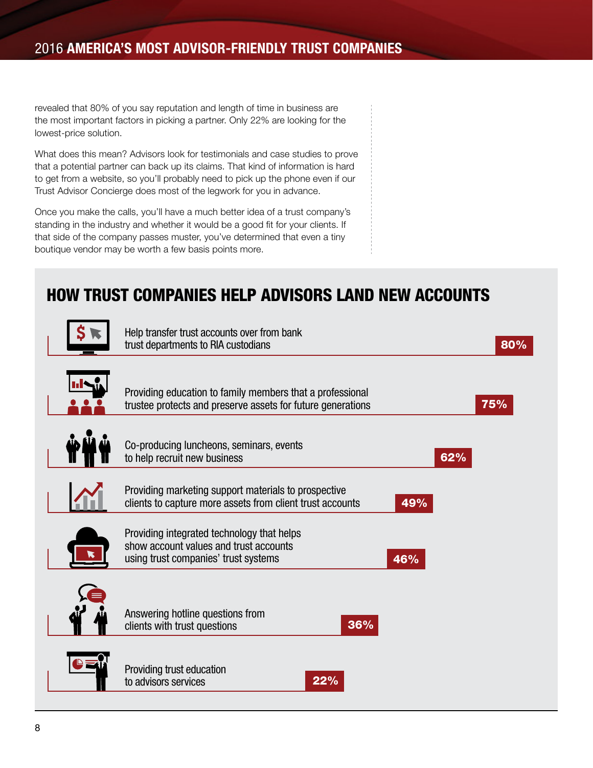revealed that 80% of you say reputation and length of time in business are the most important factors in picking a partner. Only 22% are looking for the lowest-price solution.

What does this mean? Advisors look for testimonials and case studies to prove that a potential partner can back up its claims. That kind of information is hard to get from a website, so you'll probably need to pick up the phone even if our Trust Advisor Concierge does most of the legwork for you in advance.

Once you make the calls, you'll have a much better idea of a trust company's standing in the industry and whether it would be a good fit for your clients. If that side of the company passes muster, you've determined that even a tiny boutique vendor may be worth a few basis points more.

## HOW TRUST COMPANIES HELP ADVISORS LAND NEW ACCOUNTS

| Service | Percentage |
|---|---|
| Help transfer trust accounts over from bank trust departments to RIA custodians | 80% |
| Providing education to family members that a professional trustee protects and preserve assets for future generations | 75% |
| Co-producing luncheons, seminars, events to help recruit new business | 62% |
| Providing marketing support materials to prospective clients to capture more assets from client trust accounts | 49% |
| Providing integrated technology that helps show account values and trust accounts using trust companies' trust systems | 46% |
| Answering hotline questions from clients with trust questions | 36% |
| Providing trust education to advisors services | 22% |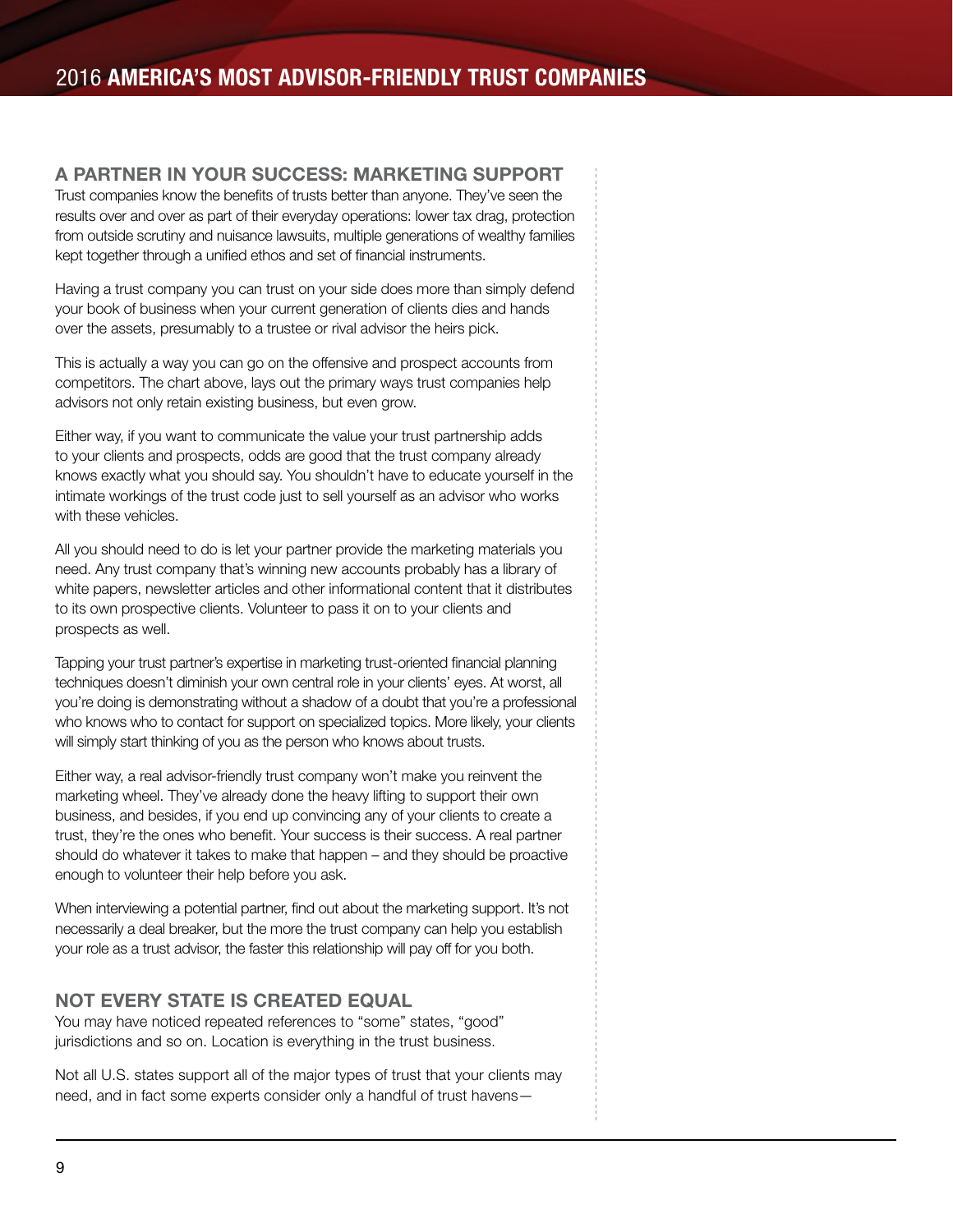## A PARTNER IN YOUR SUCCESS: MARKETING SUPPORT

Trust companies know the benefits of trusts better than anyone. They've seen the results over and over as part of their everyday operations: lower tax drag, protection from outside scrutiny and nuisance lawsuits, multiple generations of wealthy families kept together through a unified ethos and set of financial instruments.

Having a trust company you can trust on your side does more than simply defend your book of business when your current generation of clients dies and hands over the assets, presumably to a trustee or rival advisor the heirs pick.

This is actually a way you can go on the offensive and prospect accounts from competitors. The chart above, lays out the primary ways trust companies help advisors not only retain existing business, but even grow.

Either way, if you want to communicate the value your trust partnership adds to your clients and prospects, odds are good that the trust company already knows exactly what you should say. You shouldn't have to educate yourself in the intimate workings of the trust code just to sell yourself as an advisor who works with these vehicles.

All you should need to do is let your partner provide the marketing materials you need. Any trust company that's winning new accounts probably has a library of white papers, newsletter articles and other informational content that it distributes to its own prospective clients. Volunteer to pass it on to your clients and prospects as well.

Tapping your trust partner's expertise in marketing trust-oriented financial planning techniques doesn't diminish your own central role in your clients' eyes. At worst, all you're doing is demonstrating without a shadow of a doubt that you're a professional who knows who to contact for support on specialized topics. More likely, your clients will simply start thinking of you as the person who knows about trusts.

Either way, a real advisor-friendly trust company won't make you reinvent the marketing wheel. They've already done the heavy lifting to support their own business, and besides, if you end up convincing any of your clients to create a trust, they're the ones who benefit. Your success is their success. A real partner should do whatever it takes to make that happen – and they should be proactive enough to volunteer their help before you ask.

When interviewing a potential partner, find out about the marketing support. It's not necessarily a deal breaker, but the more the trust company can help you establish your role as a trust advisor, the faster this relationship will pay off for you both.

## NOT EVERY STATE IS CREATED EQUAL

You may have noticed repeated references to "some" states, "good" jurisdictions and so on. Location is everything in the trust business.

Not all U.S. states support all of the major types of trust that your clients may need, and in fact some experts consider only a handful of trust havens—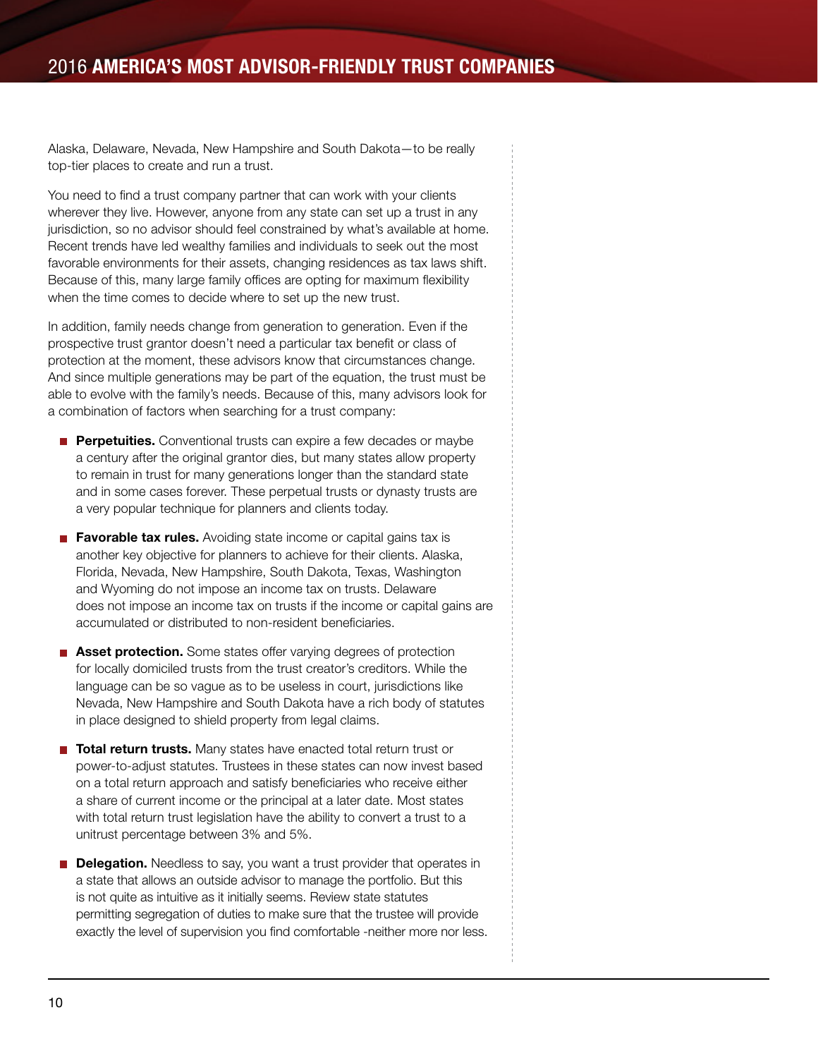Alaska, Delaware, Nevada, New Hampshire and South Dakota—to be really top-tier places to create and run a trust.

You need to find a trust company partner that can work with your clients wherever they live. However, anyone from any state can set up a trust in any jurisdiction, so no advisor should feel constrained by what's available at home. Recent trends have led wealthy families and individuals to seek out the most favorable environments for their assets, changing residences as tax laws shift. Because of this, many large family offices are opting for maximum flexibility when the time comes to decide where to set up the new trust.

In addition, family needs change from generation to generation. Even if the prospective trust grantor doesn't need a particular tax benefit or class of protection at the moment, these advisors know that circumstances change. And since multiple generations may be part of the equation, the trust must be able to evolve with the family's needs. Because of this, many advisors look for a combination of factors when searching for a trust company:

- **Perpetuities.** Conventional trusts can expire a few decades or maybe a century after the original grantor dies, but many states allow property to remain in trust for many generations longer than the standard state and in some cases forever. These perpetual trusts or dynasty trusts are a very popular technique for planners and clients today.
- **Favorable tax rules.** Avoiding state income or capital gains tax is another key objective for planners to achieve for their clients. Alaska, Florida, Nevada, New Hampshire, South Dakota, Texas, Washington and Wyoming do not impose an income tax on trusts. Delaware does not impose an income tax on trusts if the income or capital gains are accumulated or distributed to non-resident beneficiaries.
- **Asset protection.** Some states offer varying degrees of protection for locally domiciled trusts from the trust creator's creditors. While the language can be so vague as to be useless in court, jurisdictions like Nevada, New Hampshire and South Dakota have a rich body of statutes in place designed to shield property from legal claims.
- **Total return trusts.** Many states have enacted total return trust or power-to-adjust statutes. Trustees in these states can now invest based on a total return approach and satisfy beneficiaries who receive either a share of current income or the principal at a later date. Most states with total return trust legislation have the ability to convert a trust to a unitrust percentage between 3% and 5%.
- **Delegation.** Needless to say, you want a trust provider that operates in a state that allows an outside advisor to manage the portfolio. But this is not quite as intuitive as it initially seems. Review state statutes permitting segregation of duties to make sure that the trustee will provide exactly the level of supervision you find comfortable -neither more nor less.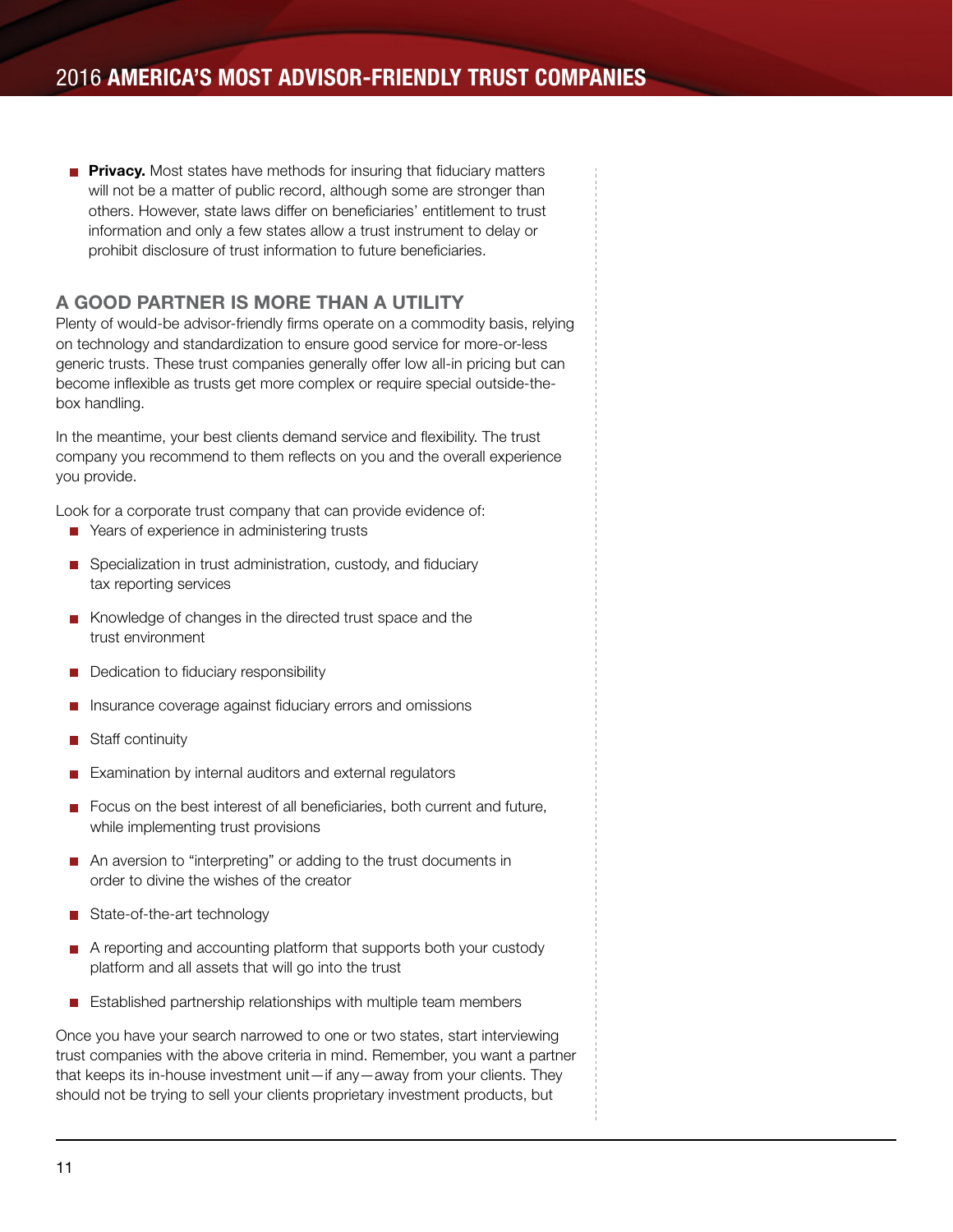- **Privacy.** Most states have methods for insuring that fiduciary matters will not be a matter of public record, although some are stronger than others. However, state laws differ on beneficiaries' entitlement to trust information and only a few states allow a trust instrument to delay or prohibit disclosure of trust information to future beneficiaries.

## A GOOD PARTNER IS MORE THAN A UTILITY

Plenty of would-be advisor-friendly firms operate on a commodity basis, relying on technology and standardization to ensure good service for more-or-less generic trusts. These trust companies generally offer low all-in pricing but can become inflexible as trusts get more complex or require special outside-the-box handling.

In the meantime, your best clients demand service and flexibility. The trust company you recommend to them reflects on you and the overall experience you provide.

Look for a corporate trust company that can provide evidence of:

- Years of experience in administering trusts
- Specialization in trust administration, custody, and fiduciary tax reporting services
- Knowledge of changes in the directed trust space and the trust environment
- Dedication to fiduciary responsibility
- Insurance coverage against fiduciary errors and omissions
- Staff continuity
- Examination by internal auditors and external regulators
- Focus on the best interest of all beneficiaries, both current and future, while implementing trust provisions
- An aversion to "interpreting" or adding to the trust documents in order to divine the wishes of the creator
- State-of-the-art technology
- A reporting and accounting platform that supports both your custody platform and all assets that will go into the trust
- Established partnership relationships with multiple team members

Once you have your search narrowed to one or two states, start interviewing trust companies with the above criteria in mind. Remember, you want a partner that keeps its in-house investment unit—if any—away from your clients. They should not be trying to sell your clients proprietary investment products, but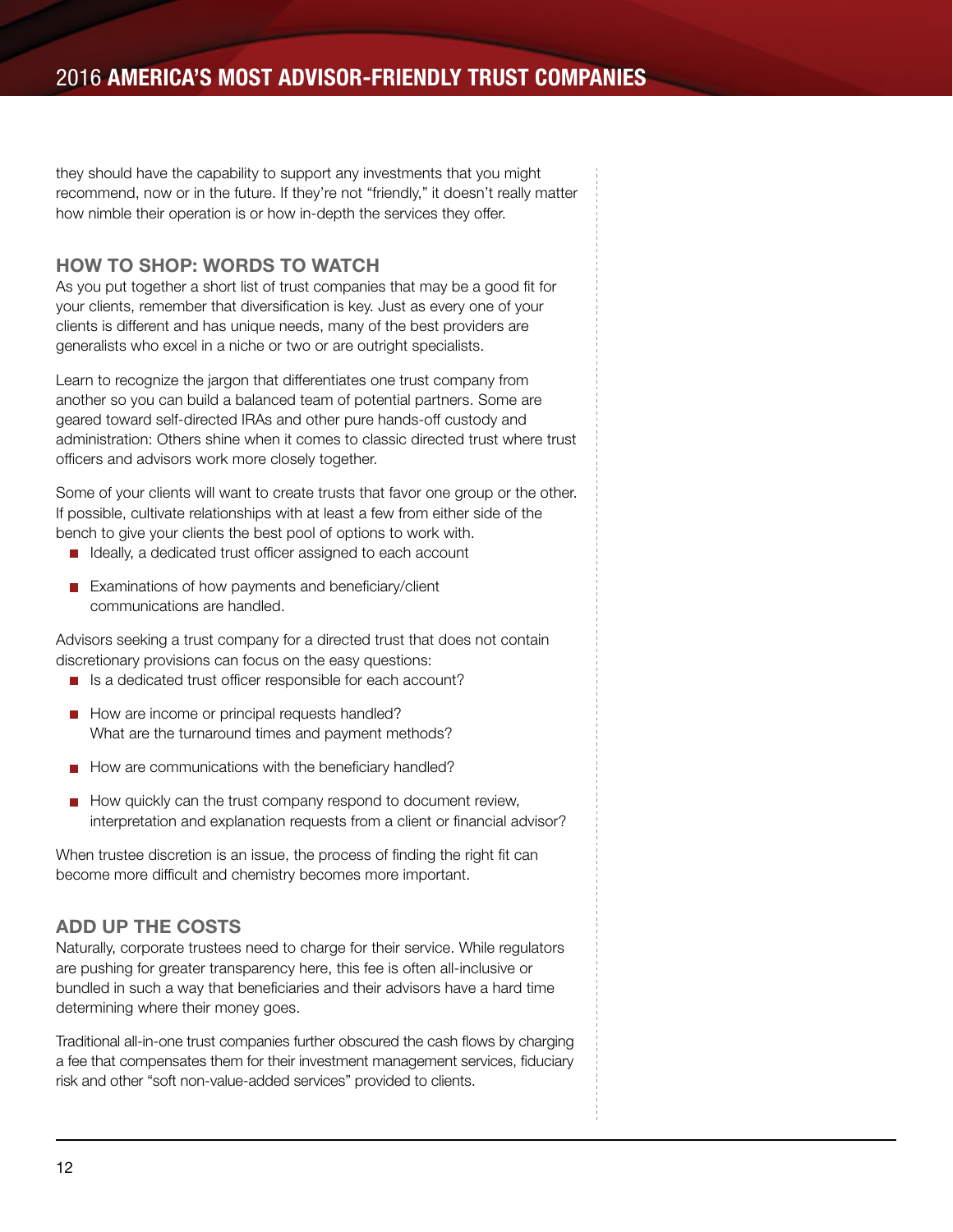they should have the capability to support any investments that you might recommend, now or in the future. If they're not "friendly," it doesn't really matter how nimble their operation is or how in-depth the services they offer.

## HOW TO SHOP: WORDS TO WATCH

As you put together a short list of trust companies that may be a good fit for your clients, remember that diversification is key. Just as every one of your clients is different and has unique needs, many of the best providers are generalists who excel in a niche or two or are outright specialists.

Learn to recognize the jargon that differentiates one trust company from another so you can build a balanced team of potential partners. Some are geared toward self-directed IRAs and other pure hands-off custody and administration: Others shine when it comes to classic directed trust where trust officers and advisors work more closely together.

Some of your clients will want to create trusts that favor one group or the other. If possible, cultivate relationships with at least a few from either side of the bench to give your clients the best pool of options to work with.

- Ideally, a dedicated trust officer assigned to each account
- Examinations of how payments and beneficiary/client communications are handled.

Advisors seeking a trust company for a directed trust that does not contain discretionary provisions can focus on the easy questions:

- Is a dedicated trust officer responsible for each account?
- How are income or principal requests handled? What are the turnaround times and payment methods?
- How are communications with the beneficiary handled?
- How quickly can the trust company respond to document review, interpretation and explanation requests from a client or financial advisor?

When trustee discretion is an issue, the process of finding the right fit can become more difficult and chemistry becomes more important.

## ADD UP THE COSTS

Naturally, corporate trustees need to charge for their service. While regulators are pushing for greater transparency here, this fee is often all-inclusive or bundled in such a way that beneficiaries and their advisors have a hard time determining where their money goes.

Traditional all-in-one trust companies further obscured the cash flows by charging a fee that compensates them for their investment management services, fiduciary risk and other "soft non-value-added services" provided to clients.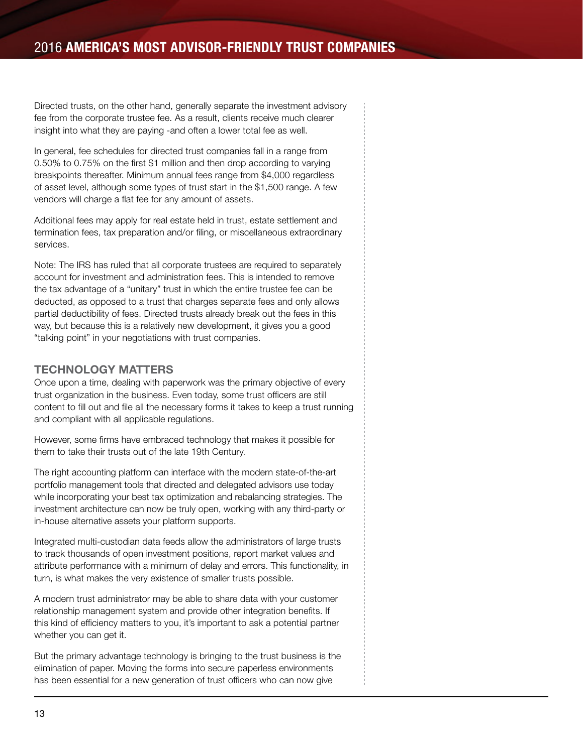Directed trusts, on the other hand, generally separate the investment advisory fee from the corporate trustee fee. As a result, clients receive much clearer insight into what they are paying -and often a lower total fee as well.

In general, fee schedules for directed trust companies fall in a range from 0.50% to 0.75% on the first $1 million and then drop according to varying breakpoints thereafter. Minimum annual fees range from $4,000 regardless of asset level, although some types of trust start in the $1,500 range. A few vendors will charge a flat fee for any amount of assets.

Additional fees may apply for real estate held in trust, estate settlement and termination fees, tax preparation and/or filing, or miscellaneous extraordinary services.

Note: The IRS has ruled that all corporate trustees are required to separately account for investment and administration fees. This is intended to remove the tax advantage of a "unitary" trust in which the entire trustee fee can be deducted, as opposed to a trust that charges separate fees and only allows partial deductibility of fees. Directed trusts already break out the fees in this way, but because this is a relatively new development, it gives you a good "talking point" in your negotiations with trust companies.

## TECHNOLOGY MATTERS

Once upon a time, dealing with paperwork was the primary objective of every trust organization in the business. Even today, some trust officers are still content to fill out and file all the necessary forms it takes to keep a trust running and compliant with all applicable regulations.

However, some firms have embraced technology that makes it possible for them to take their trusts out of the late 19th Century.

The right accounting platform can interface with the modern state-of-the-art portfolio management tools that directed and delegated advisors use today while incorporating your best tax optimization and rebalancing strategies. The investment architecture can now be truly open, working with any third-party or in-house alternative assets your platform supports.

Integrated multi-custodian data feeds allow the administrators of large trusts to track thousands of open investment positions, report market values and attribute performance with a minimum of delay and errors. This functionality, in turn, is what makes the very existence of smaller trusts possible.

A modern trust administrator may be able to share data with your customer relationship management system and provide other integration benefits. If this kind of efficiency matters to you, it's important to ask a potential partner whether you can get it.

But the primary advantage technology is bringing to the trust business is the elimination of paper. Moving the forms into secure paperless environments has been essential for a new generation of trust officers who can now give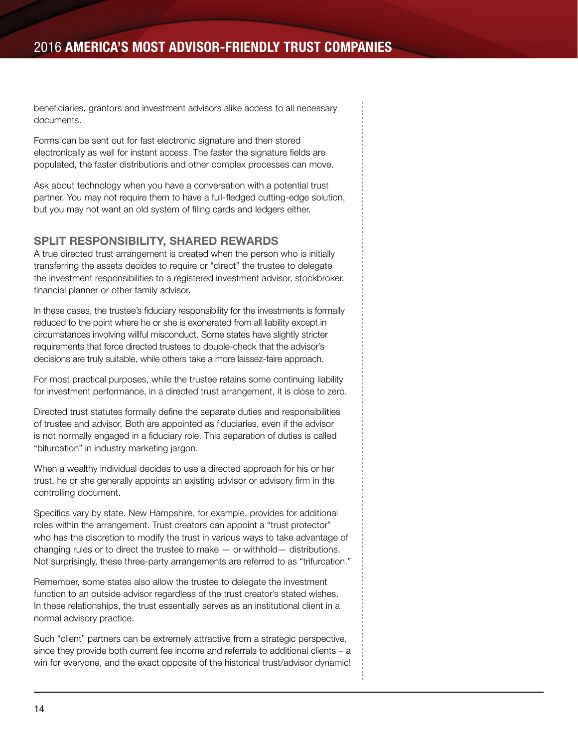beneficiaries, grantors and investment advisors alike access to all necessary documents.

Forms can be sent out for fast electronic signature and then stored electronically as well for instant access. The faster the signature fields are populated, the faster distributions and other complex processes can move.

Ask about technology when you have a conversation with a potential trust partner. You may not require them to have a full-fledged cutting-edge solution, but you may not want an old system of filing cards and ledgers either.

## SPLIT RESPONSIBILITY, SHARED REWARDS

A true directed trust arrangement is created when the person who is initially transferring the assets decides to require or "direct" the trustee to delegate the investment responsibilities to a registered investment advisor, stockbroker, financial planner or other family advisor.

In these cases, the trustee's fiduciary responsibility for the investments is formally reduced to the point where he or she is exonerated from all liability except in circumstances involving willful misconduct. Some states have slightly stricter requirements that force directed trustees to double-check that the advisor's decisions are truly suitable, while others take a more laissez-faire approach.

For most practical purposes, while the trustee retains some continuing liability for investment performance, in a directed trust arrangement, it is close to zero.

Directed trust statutes formally define the separate duties and responsibilities of trustee and advisor. Both are appointed as fiduciaries, even if the advisor is not normally engaged in a fiduciary role. This separation of duties is called "bifurcation" in industry marketing jargon.

When a wealthy individual decides to use a directed approach for his or her trust, he or she generally appoints an existing advisor or advisory firm in the controlling document.

Specifics vary by state. New Hampshire, for example, provides for additional roles within the arrangement. Trust creators can appoint a "trust protector" who has the discretion to modify the trust in various ways to take advantage of changing rules or to direct the trustee to make — or withhold— distributions. Not surprisingly, these three-party arrangements are referred to as "trifurcation."

Remember, some states also allow the trustee to delegate the investment function to an outside advisor regardless of the trust creator's stated wishes. In these relationships, the trust essentially serves as an institutional client in a normal advisory practice.

Such "client" partners can be extremely attractive from a strategic perspective, since they provide both current fee income and referrals to additional clients – a win for everyone, and the exact opposite of the historical trust/advisor dynamic!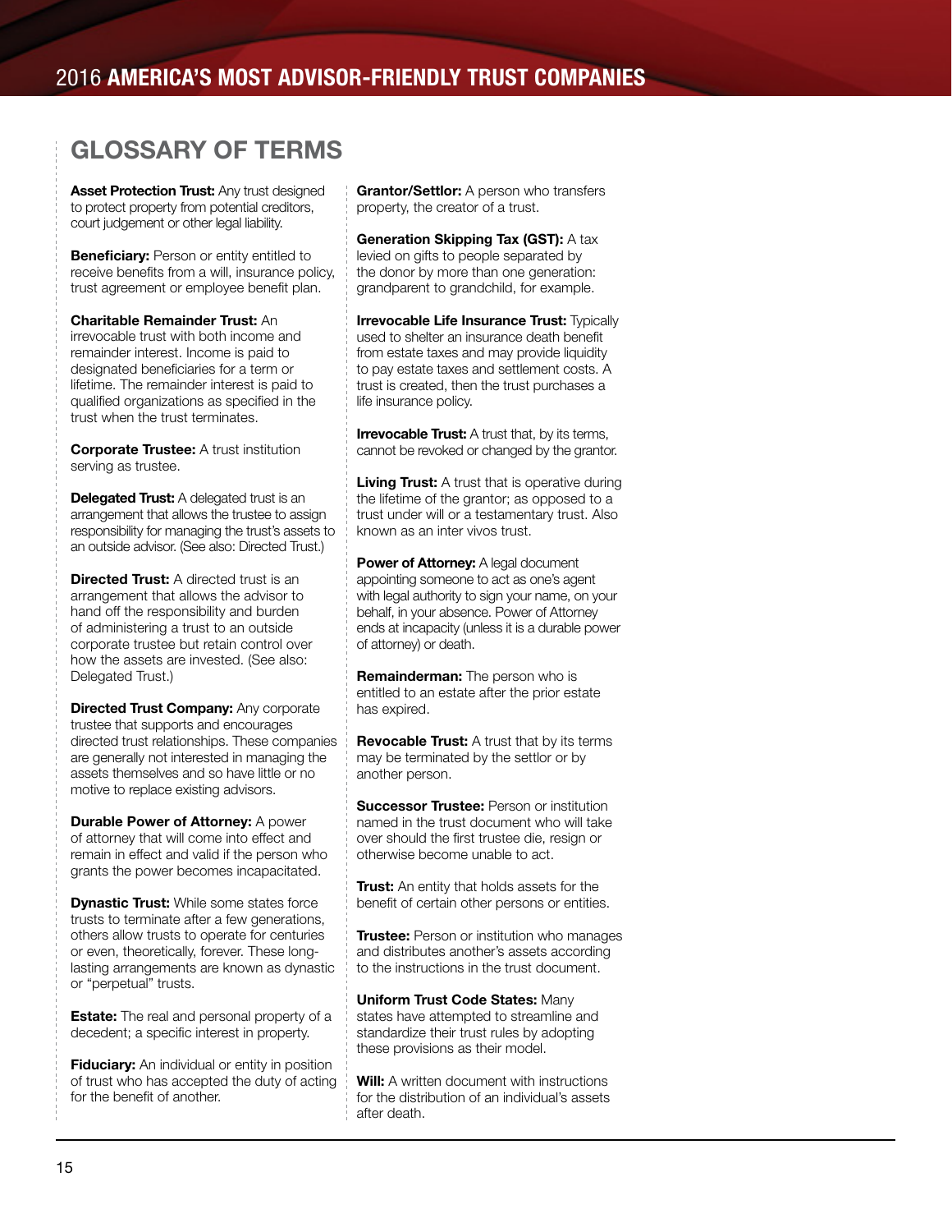# GLOSSARY OF TERMS

**Asset Protection Trust:** Any trust designed to protect property from potential creditors, court judgement or other legal liability.

**Beneficiary:** Person or entity entitled to receive benefits from a will, insurance policy, trust agreement or employee benefit plan.

**Charitable Remainder Trust:** An irrevocable trust with both income and remainder interest. Income is paid to designated beneficiaries for a term or lifetime. The remainder interest is paid to qualified organizations as specified in the trust when the trust terminates.

**Corporate Trustee:** A trust institution serving as trustee.

**Delegated Trust:** A delegated trust is an arrangement that allows the trustee to assign responsibility for managing the trust's assets to an outside advisor. (See also: Directed Trust.)

**Directed Trust:** A directed trust is an arrangement that allows the advisor to hand off the responsibility and burden of administering a trust to an outside corporate trustee but retain control over how the assets are invested. (See also: Delegated Trust.)

**Directed Trust Company:** Any corporate trustee that supports and encourages directed trust relationships. These companies are generally not interested in managing the assets themselves and so have little or no motive to replace existing advisors.

**Durable Power of Attorney:** A power of attorney that will come into effect and remain in effect and valid if the person who grants the power becomes incapacitated.

**Dynastic Trust:** While some states force trusts to terminate after a few generations, others allow trusts to operate for centuries or even, theoretically, forever. These long-lasting arrangements are known as dynastic or "perpetual" trusts.

**Estate:** The real and personal property of a decedent; a specific interest in property.

**Fiduciary:** An individual or entity in position of trust who has accepted the duty of acting for the benefit of another.

**Grantor/Settlor:** A person who transfers property, the creator of a trust.

**Generation Skipping Tax (GST):** A tax levied on gifts to people separated by the donor by more than one generation: grandparent to grandchild, for example.

**Irrevocable Life Insurance Trust:** Typically used to shelter an insurance death benefit from estate taxes and may provide liquidity to pay estate taxes and settlement costs. A trust is created, then the trust purchases a life insurance policy.

**Irrevocable Trust:** A trust that, by its terms, cannot be revoked or changed by the grantor.

**Living Trust:** A trust that is operative during the lifetime of the grantor; as opposed to a trust under will or a testamentary trust. Also known as an inter vivos trust.

**Power of Attorney:** A legal document appointing someone to act as one's agent with legal authority to sign your name, on your behalf, in your absence. Power of Attorney ends at incapacity (unless it is a durable power of attorney) or death.

**Remainderman:** The person who is entitled to an estate after the prior estate has expired.

**Revocable Trust:** A trust that by its terms may be terminated by the settlor or by another person.

**Successor Trustee:** Person or institution named in the trust document who will take over should the first trustee die, resign or otherwise become unable to act.

**Trust:** An entity that holds assets for the benefit of certain other persons or entities.

**Trustee:** Person or institution who manages and distributes another's assets according to the instructions in the trust document.

**Uniform Trust Code States:** Many states have attempted to streamline and standardize their trust rules by adopting these provisions as their model.

**Will:** A written document with instructions for the distribution of an individual's assets after death.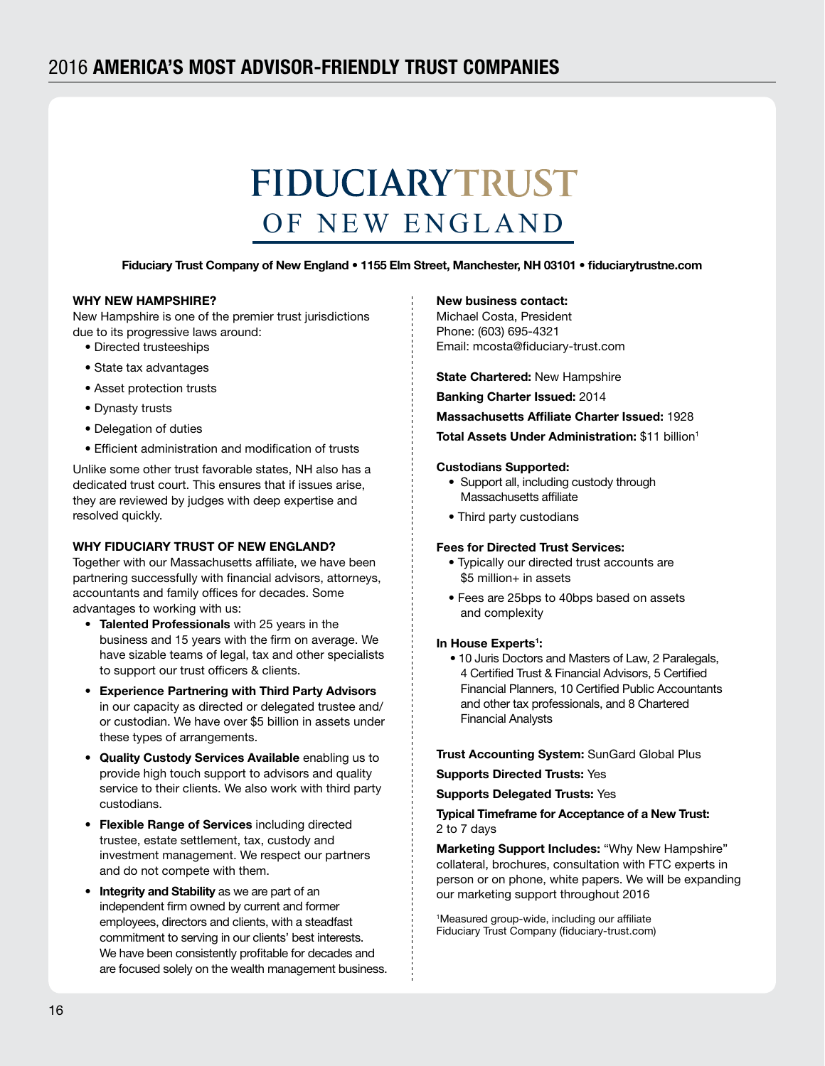# 2016 **AMERICA'S MOST ADVISOR-FRIENDLY TRUST COMPANIES**

## FIDUCIARY TRUST OF NEW ENGLAND

**Fiduciary Trust Company of New England • 1155 Elm Street, Manchester, NH 03101 • fiduciarytrustne.com**

### WHY NEW HAMPSHIRE?

New Hampshire is one of the premier trust jurisdictions due to its progressive laws around:

- Directed trusteeships
- State tax advantages
- Asset protection trusts
- Dynasty trusts
- Delegation of duties
- Efficient administration and modification of trusts

Unlike some other trust favorable states, NH also has a dedicated trust court. This ensures that if issues arise, they are reviewed by judges with deep expertise and resolved quickly.

### WHY FIDUCIARY TRUST OF NEW ENGLAND?

Together with our Massachusetts affiliate, we have been partnering successfully with financial advisors, attorneys, accountants and family offices for decades. Some advantages to working with us:

- **Talented Professionals** with 25 years in the business and 15 years with the firm on average. We have sizable teams of legal, tax and other specialists to support our trust officers & clients.
- **Experience Partnering with Third Party Advisors** in our capacity as directed or delegated trustee and/or custodian. We have over $5 billion in assets under these types of arrangements.
- **Quality Custody Services Available** enabling us to provide high touch support to advisors and quality service to their clients. We also work with third party custodians.
- **Flexible Range of Services** including directed trustee, estate settlement, tax, custody and investment management. We respect our partners and do not compete with them.
- **Integrity and Stability** as we are part of an independent firm owned by current and former employees, directors and clients, with a steadfast commitment to serving in our clients' best interests. We have been consistently profitable for decades and are focused solely on the wealth management business.

**New business contact:**
Michael Costa, President
Phone: (603) 695-4321
Email: mcosta@fiduciary-trust.com

**State Chartered:** New Hampshire

**Banking Charter Issued:** 2014

**Massachusetts Affiliate Charter Issued:** 1928

**Total Assets Under Administration:** $11 billion[1]

**Custodians Supported:**

- Support all, including custody through Massachusetts affiliate
- Third party custodians

**Fees for Directed Trust Services:**

- Typically our directed trust accounts are $5 million+ in assets
- Fees are 25bps to 40bps based on assets and complexity

**In House Experts[1]:**

- 10 Juris Doctors and Masters of Law, 2 Paralegals, 4 Certified Trust & Financial Advisors, 5 Certified Financial Planners, 10 Certified Public Accountants and other tax professionals, and 8 Chartered Financial Analysts

**Trust Accounting System:** SunGard Global Plus

**Supports Directed Trusts:** Yes

**Supports Delegated Trusts:** Yes

**Typical Timeframe for Acceptance of a New Trust:**
2 to 7 days

**Marketing Support Includes:** "Why New Hampshire" collateral, brochures, consultation with FTC experts in person or on phone, white papers. We will be expanding our marketing support throughout 2016

[1]Measured group-wide, including our affiliate Fiduciary Trust Company (fiduciary-trust.com)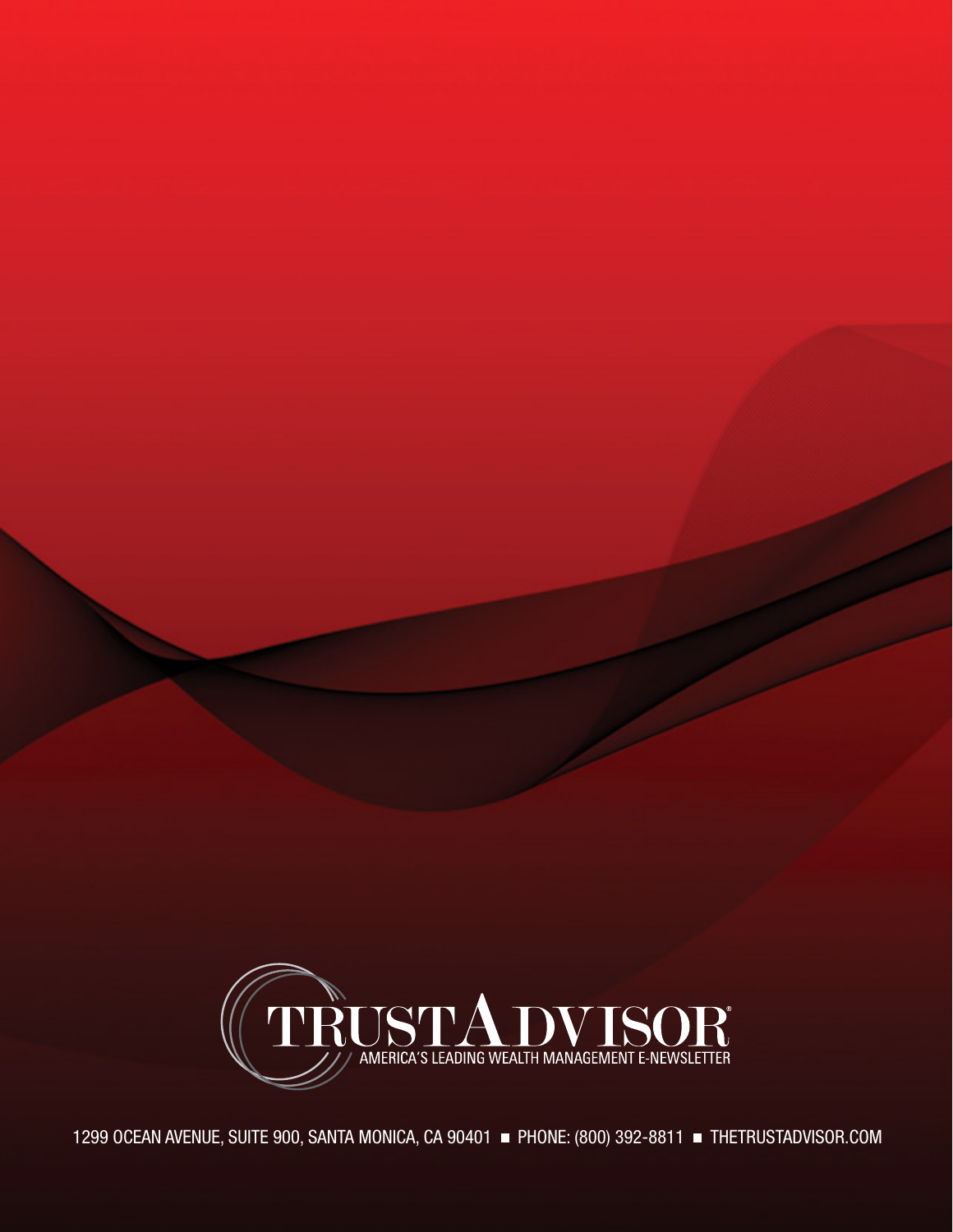TRUSTADVISOR®

AMERICA'S LEADING WEALTH MANAGEMENT E-NEWSLETTER

1299 OCEAN AVENUE, SUITE 900, SANTA MONICA, CA 90401 ■ PHONE: (800) 392-8811 ■ THETRUSTADVISOR.COM